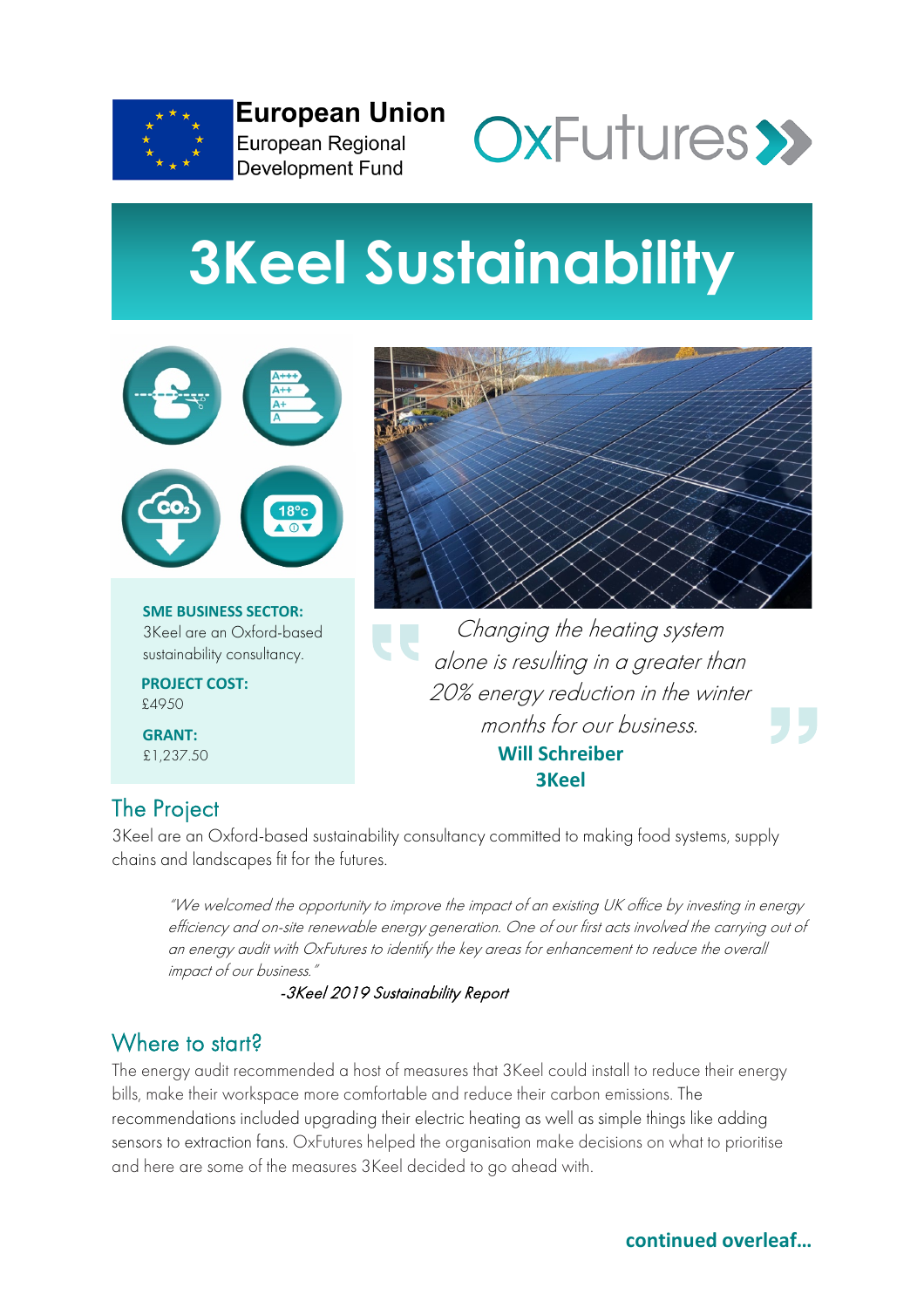European Union
European Regional Development Fund

OxFutures

# 3Keel Sustainability

**SME BUSINESS SECTOR:**
3Keel are an Oxford-based sustainability consultancy.

**PROJECT COST:**
£4950

**GRANT:**
£1,237.50

> *Changing the heating system alone is resulting in a greater than 20% energy reduction in the winter months for our business.*
>
> **Will Schreiber**
> **3Keel**

## The Project

3Keel are an Oxford-based sustainability consultancy committed to making food systems, supply chains and landscapes fit for the futures.

> *"We welcomed the opportunity to improve the impact of an existing UK office by investing in energy efficiency and on-site renewable energy generation. One of our first acts involved the carrying out of an energy audit with OxFutures to identify the key areas for enhancement to reduce the overall impact of our business."*
>
> *-3Keel 2019 Sustainability Report*

## Where to start?

The energy audit recommended a host of measures that 3Keel could install to reduce their energy bills, make their workspace more comfortable and reduce their carbon emissions. The recommendations included upgrading their electric heating as well as simple things like adding sensors to extraction fans. OxFutures helped the organisation make decisions on what to prioritise and here are some of the measures 3Keel decided to go ahead with.

**continued overleaf...**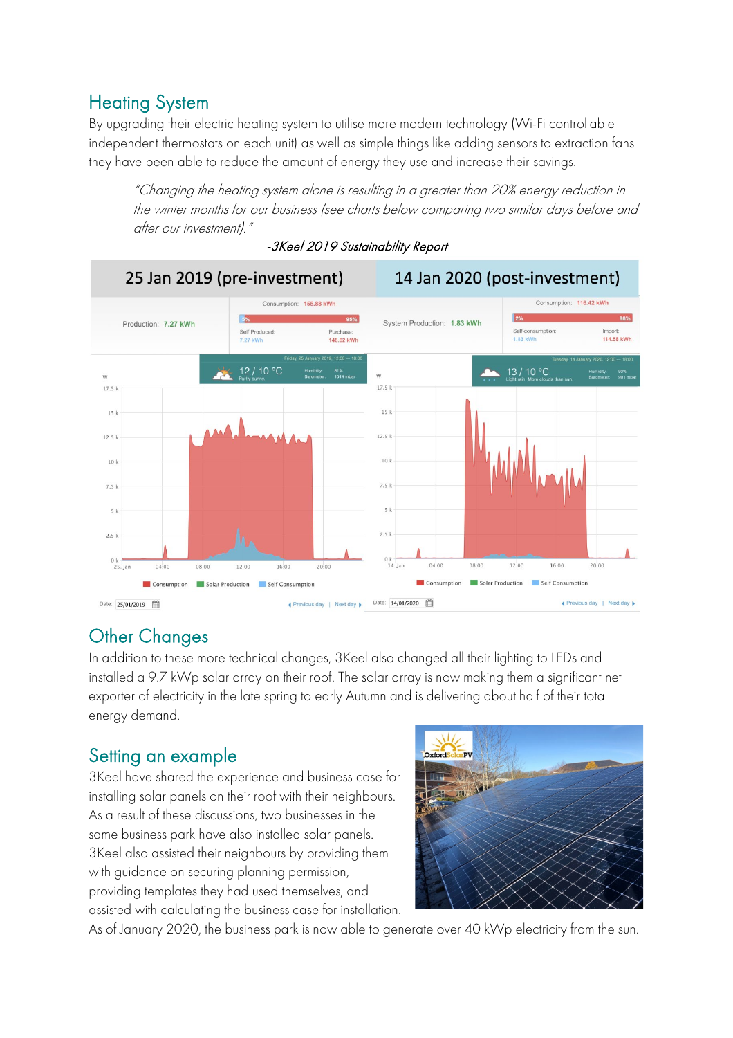## Heating System

By upgrading their electric heating system to utilise more modern technology (Wi-Fi controllable independent thermostats on each unit) as well as simple things like adding sensors to extraction fans they have been able to reduce the amount of energy they use and increase their savings.

> *"Changing the heating system alone is resulting in a greater than 20% energy reduction in the winter months for our business (see charts below comparing two similar days before and after our investment)."*
>
> *-3Keel 2019 Sustainability Report*

## Other Changes

In addition to these more technical changes, 3Keel also changed all their lighting to LEDs and installed a 9.7 kWp solar array on their roof. The solar array is now making them a significant net exporter of electricity in the late spring to early Autumn and is delivering about half of their total energy demand.

## Setting an example

3Keel have shared the experience and business case for installing solar panels on their roof with their neighbours. As a result of these discussions, two businesses in the same business park have also installed solar panels. 3Keel also assisted their neighbours by providing them with guidance on securing planning permission, providing templates they had used themselves, and assisted with calculating the business case for installation. As of January 2020, the business park is now able to generate over 40 kWp electricity from the sun.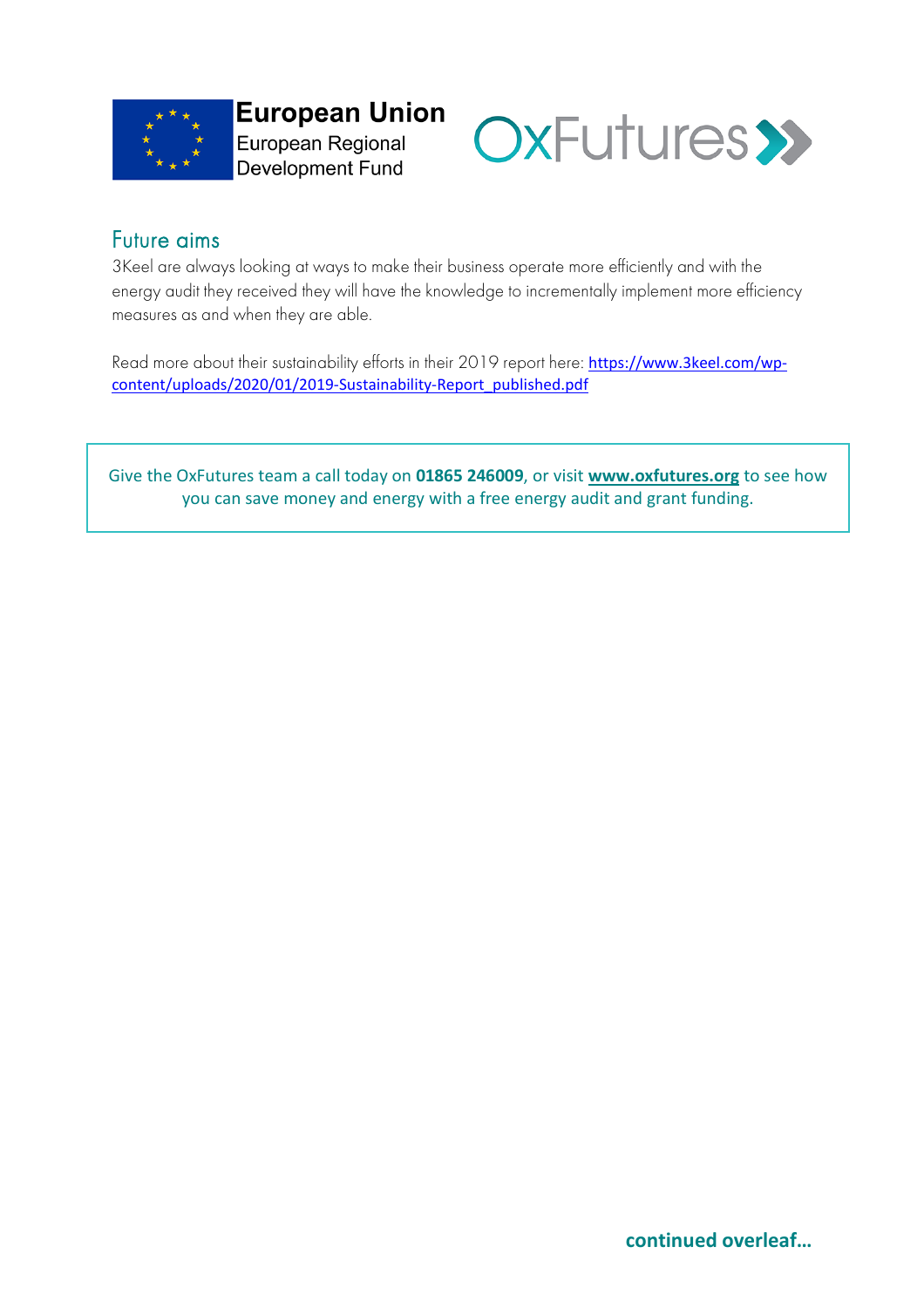European Union
European Regional Development Fund

OxFutures

## Future aims

3Keel are always looking at ways to make their business operate more efficiently and with the energy audit they received they will have the knowledge to incrementally implement more efficiency measures as and when they are able.

Read more about their sustainability efforts in their 2019 report here: https://www.3keel.com/wp-content/uploads/2020/01/2019-Sustainability-Report_published.pdf

Give the OxFutures team a call today on **01865 246009**, or visit **www.oxfutures.org** to see how you can save money and energy with a free energy audit and grant funding.

**continued overleaf…**